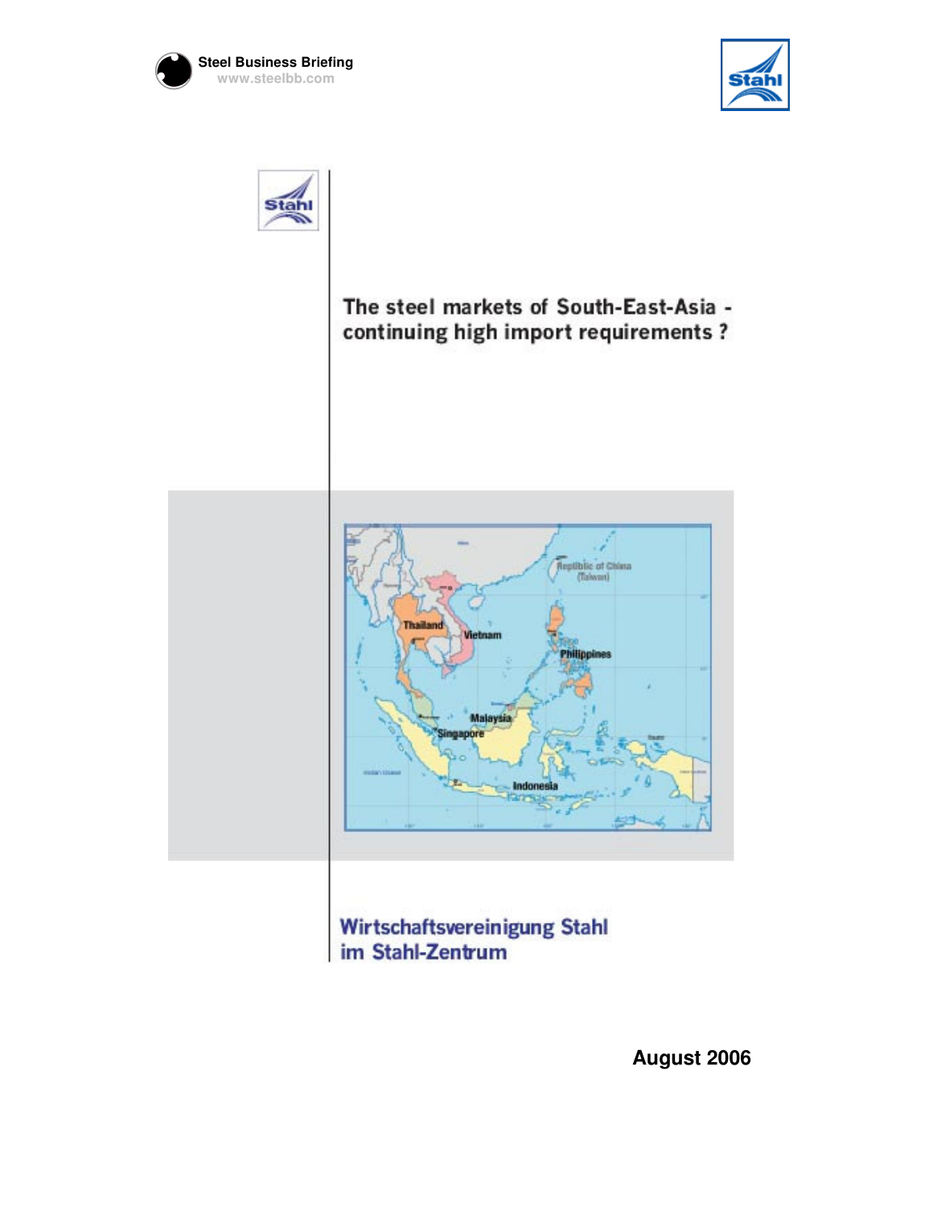Steel Business Briefing
www.steelbb.com

# The steel markets of South-East-Asia - continuing high import requirements ?

Wirtschaftsvereinigung Stahl
im Stahl-Zentrum

**August 2006**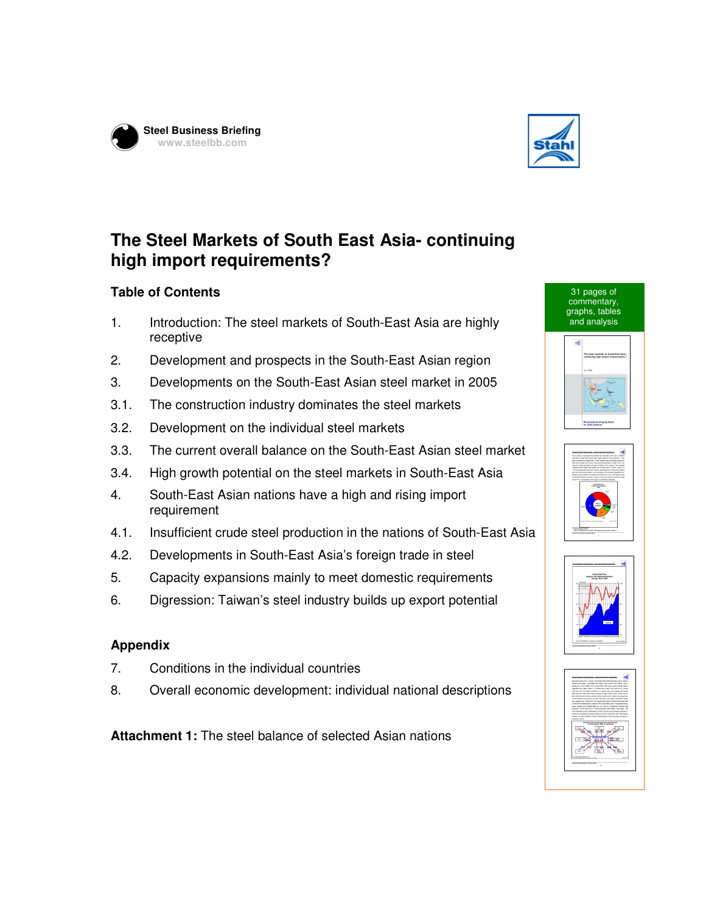Steel Business Briefing
www.steelbb.com

# The Steel Markets of South East Asia- continuing high import requirements?

## Table of Contents

1. Introduction: The steel markets of South-East Asia are highly receptive
2. Development and prospects in the South-East Asian region
3. Developments on the South-East Asian steel market in 2005

3.1. The construction industry dominates the steel markets

3.2. Development on the individual steel markets

3.3. The current overall balance on the South-East Asian steel market

3.4. High growth potential on the steel markets in South-East Asia

4. South-East Asian nations have a high and rising import requirement

4.1. Insufficient crude steel production in the nations of South-East Asia

4.2. Developments in South-East Asia's foreign trade in steel

5. Capacity expansions mainly to meet domestic requirements
6. Digression: Taiwan's steel industry builds up export potential

## Appendix

7. Conditions in the individual countries
8. Overall economic development: individual national descriptions

**Attachment 1:** The steel balance of selected Asian nations

31 pages of commentary, graphs, tables and analysis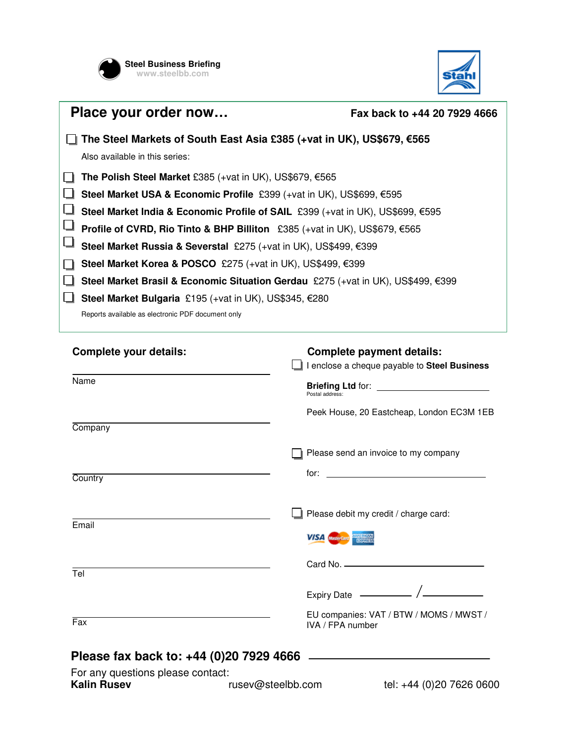Steel Business Briefing
www.steelbb.com

Stahl

## Place your order now…

**Fax back to +44 20 7929 4666**

- ☐ **The Steel Markets of South East Asia £385 (+vat in UK), US$679, €565**

Also available in this series:

- ☐ **The Polish Steel Market** £385 (+vat in UK), US$679, €565
- ☐ **Steel Market USA & Economic Profile** £399 (+vat in UK), US$699, €595
- ☐ **Steel Market India & Economic Profile of SAIL** £399 (+vat in UK), US$699, €595
- ☐ **Profile of CVRD, Rio Tinto & BHP Billiton** £385 (+vat in UK), US$679, €565
- ☐ **Steel Market Russia & Severstal** £275 (+vat in UK), US$499, €399
- ☐ **Steel Market Korea & POSCO** £275 (+vat in UK), US$499, €399
- ☐ **Steel Market Brasil & Economic Situation Gerdau** £275 (+vat in UK), US$499, €399
- ☐ **Steel Market Bulgaria** £195 (+vat in UK), US$345, €280

Reports available as electronic PDF document only

### Complete your details:

Name ____________________

Company ____________________

Country ____________________

Email ____________________

Tel ____________________

Fax ____________________

### Complete payment details:

☐ I enclose a cheque payable to **Steel Business Briefing Ltd** for: ____________________

Postal address:

Peek House, 20 Eastcheap, London EC3M 1EB

☐ Please send an invoice to my company for: ____________________

☐ Please debit my credit / charge card:

VISA MasterCard American Express

Card No. ____________________

Expiry Date ________ / ________

EU companies: VAT / BTW / MOMS / MWST / IVA / FPA number

**Please fax back to: +44 (0)20 7929 4666**

For any questions please contact:
**Kalin Rusev** rusev@steelbb.com tel: +44 (0)20 7626 0600